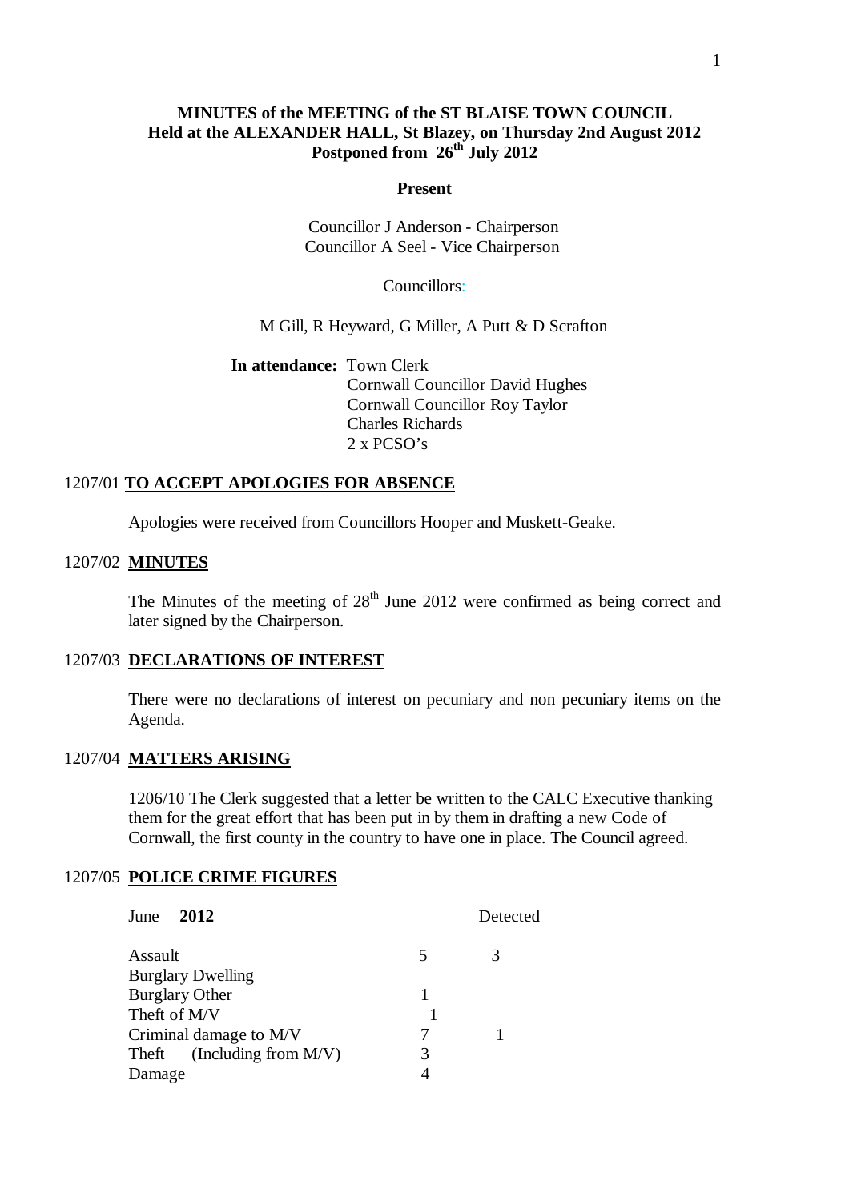# MINUTES of the MEETING of the ST BLAISE TOWN COUNCIL
## Held at the ALEXANDER HALL, St Blazey, on Thursday 2nd August 2012
## Postponed from 26th July 2012

**Present**

Councillor J Anderson - Chairperson
Councillor A Seel - Vice Chairperson

Councillors:

M Gill, R Heyward, G Miller, A Putt & D Scrafton

**In attendance:** Town Clerk
Cornwall Councillor David Hughes
Cornwall Councillor Roy Taylor
Charles Richards
2 x PCSO's

### 1207/01 TO ACCEPT APOLOGIES FOR ABSENCE

Apologies were received from Councillors Hooper and Muskett-Geake.

### 1207/02 MINUTES

The Minutes of the meeting of 28th June 2012 were confirmed as being correct and later signed by the Chairperson.

### 1207/03 DECLARATIONS OF INTEREST

There were no declarations of interest on pecuniary and non pecuniary items on the Agenda.

### 1207/04 MATTERS ARISING

1206/10 The Clerk suggested that a letter be written to the CALC Executive thanking them for the great effort that has been put in by them in drafting a new Code of Cornwall, the first county in the country to have one in place. The Council agreed.

### 1207/05 POLICE CRIME FIGURES

| June **2012** | | Detected |
|---|---|---|
| Assault | 5 | 3 |
| Burglary Dwelling | | |
| Burglary Other | 1 | |
| Theft of M/V | 1 | |
| Criminal damage to M/V | 7 | 1 |
| Theft (Including from M/V) | 3 | |
| Damage | 4 | |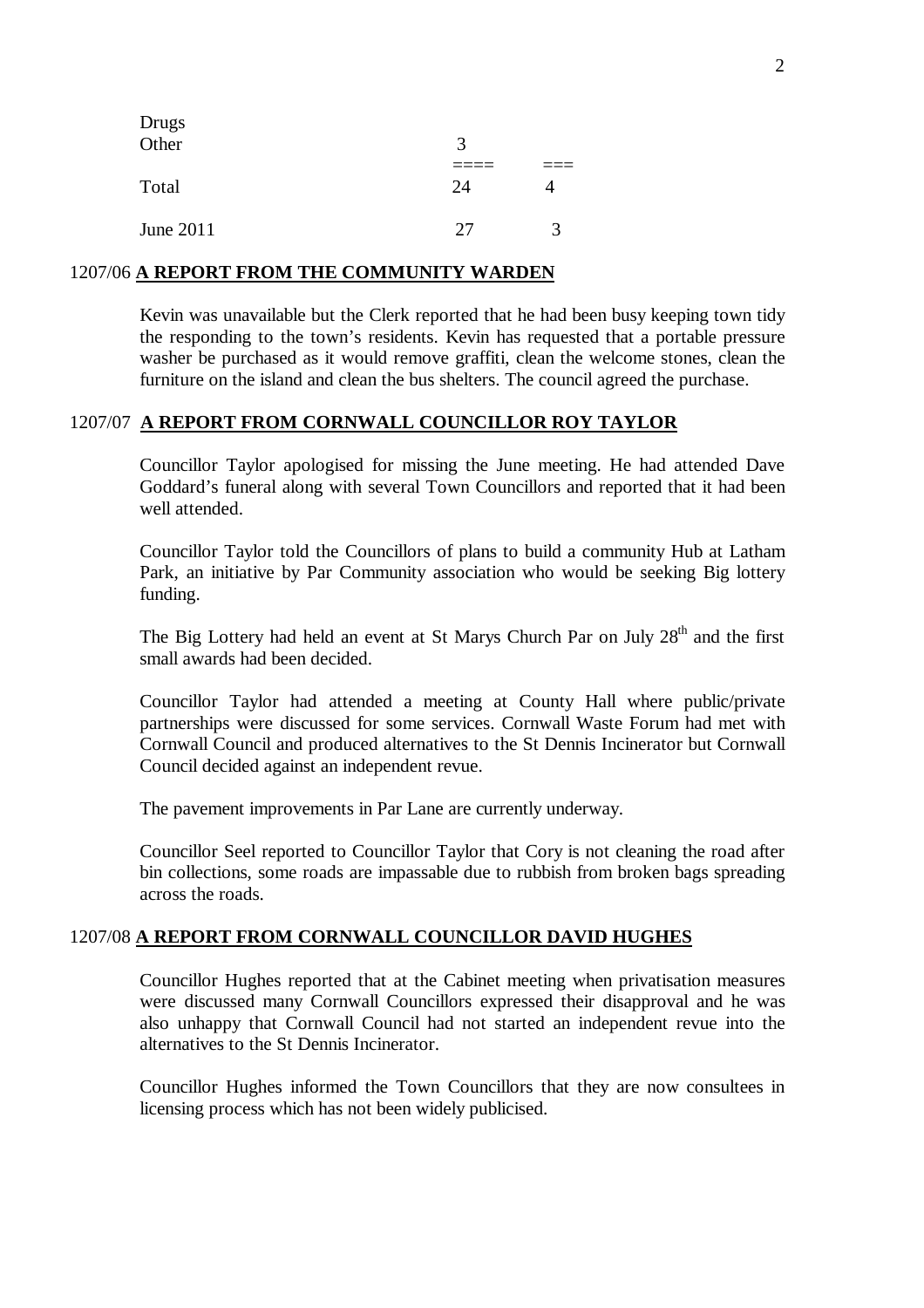| | | |
|---|---|---|
| Drugs | | |
| Other | 3 | |
| | ==== | === |
| Total | 24 | 4 |
| June 2011 | 27 | 3 |

## 1207/06 A REPORT FROM THE COMMUNITY WARDEN

Kevin was unavailable but the Clerk reported that he had been busy keeping town tidy the responding to the town's residents. Kevin has requested that a portable pressure washer be purchased as it would remove graffiti, clean the welcome stones, clean the furniture on the island and clean the bus shelters. The council agreed the purchase.

## 1207/07 A REPORT FROM CORNWALL COUNCILLOR ROY TAYLOR

Councillor Taylor apologised for missing the June meeting. He had attended Dave Goddard's funeral along with several Town Councillors and reported that it had been well attended.

Councillor Taylor told the Councillors of plans to build a community Hub at Latham Park, an initiative by Par Community association who would be seeking Big lottery funding.

The Big Lottery had held an event at St Marys Church Par on July 28th and the first small awards had been decided.

Councillor Taylor had attended a meeting at County Hall where public/private partnerships were discussed for some services. Cornwall Waste Forum had met with Cornwall Council and produced alternatives to the St Dennis Incinerator but Cornwall Council decided against an independent revue.

The pavement improvements in Par Lane are currently underway.

Councillor Seel reported to Councillor Taylor that Cory is not cleaning the road after bin collections, some roads are impassable due to rubbish from broken bags spreading across the roads.

## 1207/08 A REPORT FROM CORNWALL COUNCILLOR DAVID HUGHES

Councillor Hughes reported that at the Cabinet meeting when privatisation measures were discussed many Cornwall Councillors expressed their disapproval and he was also unhappy that Cornwall Council had not started an independent revue into the alternatives to the St Dennis Incinerator.

Councillor Hughes informed the Town Councillors that they are now consultees in licensing process which has not been widely publicised.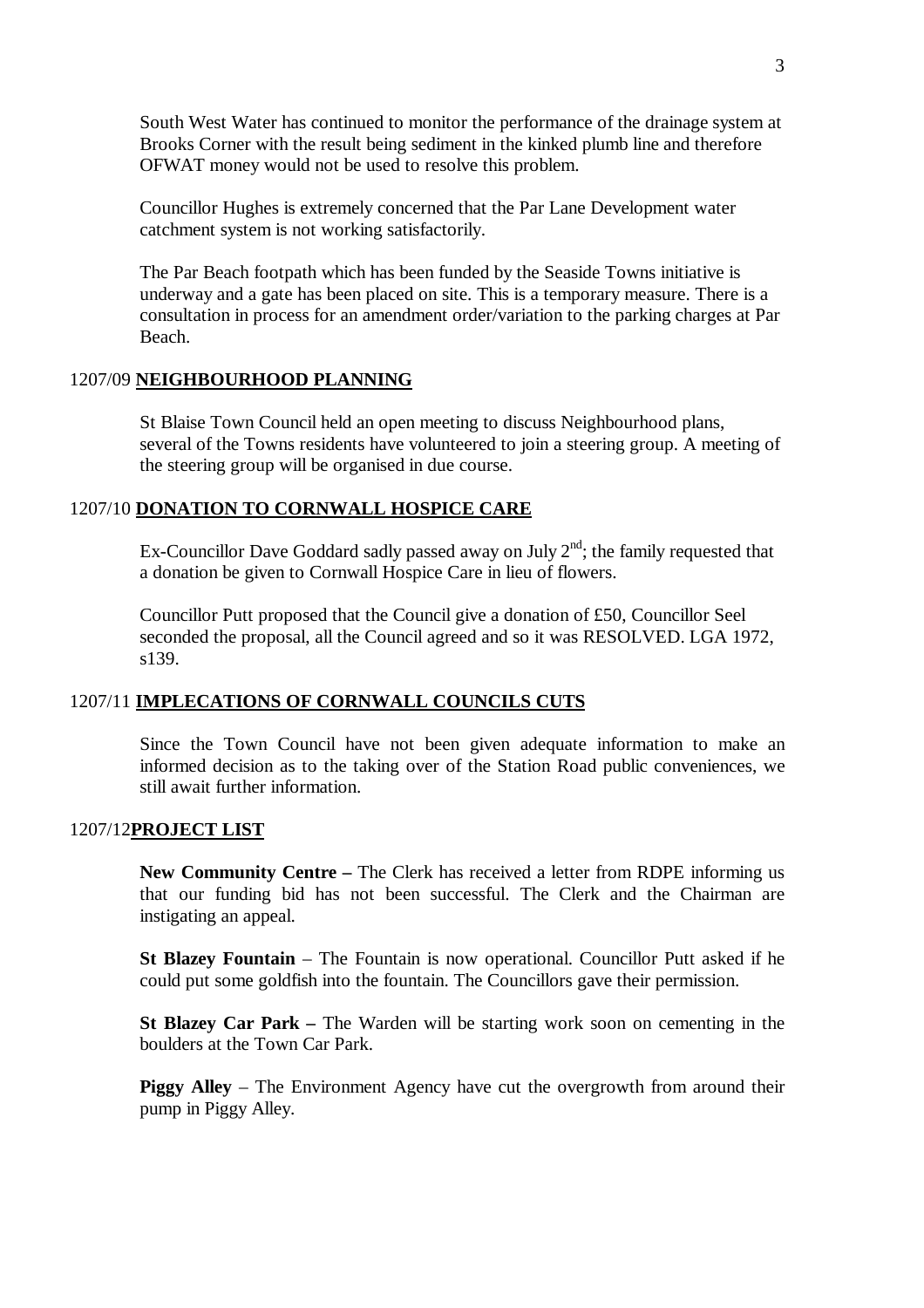South West Water has continued to monitor the performance of the drainage system at Brooks Corner with the result being sediment in the kinked plumb line and therefore OFWAT money would not be used to resolve this problem.

Councillor Hughes is extremely concerned that the Par Lane Development water catchment system is not working satisfactorily.

The Par Beach footpath which has been funded by the Seaside Towns initiative is underway and a gate has been placed on site. This is a temporary measure. There is a consultation in process for an amendment order/variation to the parking charges at Par Beach.

1207/09 **NEIGHBOURHOOD PLANNING**

St Blaise Town Council held an open meeting to discuss Neighbourhood plans, several of the Towns residents have volunteered to join a steering group. A meeting of the steering group will be organised in due course.

1207/10 **DONATION TO CORNWALL HOSPICE CARE**

Ex-Councillor Dave Goddard sadly passed away on July 2nd; the family requested that a donation be given to Cornwall Hospice Care in lieu of flowers.

Councillor Putt proposed that the Council give a donation of £50, Councillor Seel seconded the proposal, all the Council agreed and so it was RESOLVED. LGA 1972, s139.

1207/11 **IMPLECATIONS OF CORNWALL COUNCILS CUTS**

Since the Town Council have not been given adequate information to make an informed decision as to the taking over of the Station Road public conveniences, we still await further information.

1207/12**PROJECT LIST**

**New Community Centre –** The Clerk has received a letter from RDPE informing us that our funding bid has not been successful. The Clerk and the Chairman are instigating an appeal.

**St Blazey Fountain** – The Fountain is now operational. Councillor Putt asked if he could put some goldfish into the fountain. The Councillors gave their permission.

**St Blazey Car Park –** The Warden will be starting work soon on cementing in the boulders at the Town Car Park.

**Piggy Alley** – The Environment Agency have cut the overgrowth from around their pump in Piggy Alley.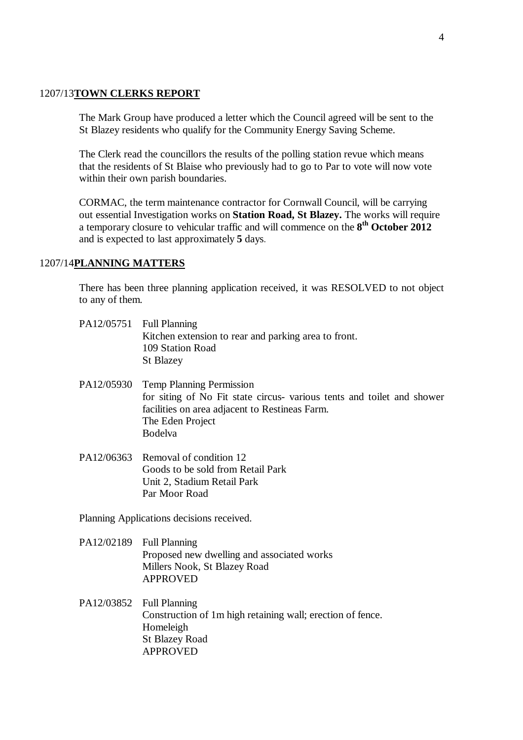## 1207/13 **TOWN CLERKS REPORT**

The Mark Group have produced a letter which the Council agreed will be sent to the St Blazey residents who qualify for the Community Energy Saving Scheme.

The Clerk read the councillors the results of the polling station revue which means that the residents of St Blaise who previously had to go to Par to vote will now vote within their own parish boundaries.

CORMAC, the term maintenance contractor for Cornwall Council, will be carrying out essential Investigation works on **Station Road, St Blazey.** The works will require a temporary closure to vehicular traffic and will commence on the **8th October 2012** and is expected to last approximately **5** days.

## 1207/14 **PLANNING MATTERS**

There has been three planning application received, it was RESOLVED to not object to any of them.

PA12/05751 Full Planning
Kitchen extension to rear and parking area to front.
109 Station Road
St Blazey

PA12/05930 Temp Planning Permission
for siting of No Fit state circus- various tents and toilet and shower facilities on area adjacent to Restineas Farm.
The Eden Project
Bodelva

PA12/06363 Removal of condition 12
Goods to be sold from Retail Park
Unit 2, Stadium Retail Park
Par Moor Road

Planning Applications decisions received.

PA12/02189 Full Planning
Proposed new dwelling and associated works
Millers Nook, St Blazey Road
APPROVED

PA12/03852 Full Planning
Construction of 1m high retaining wall; erection of fence.
Homeleigh
St Blazey Road
APPROVED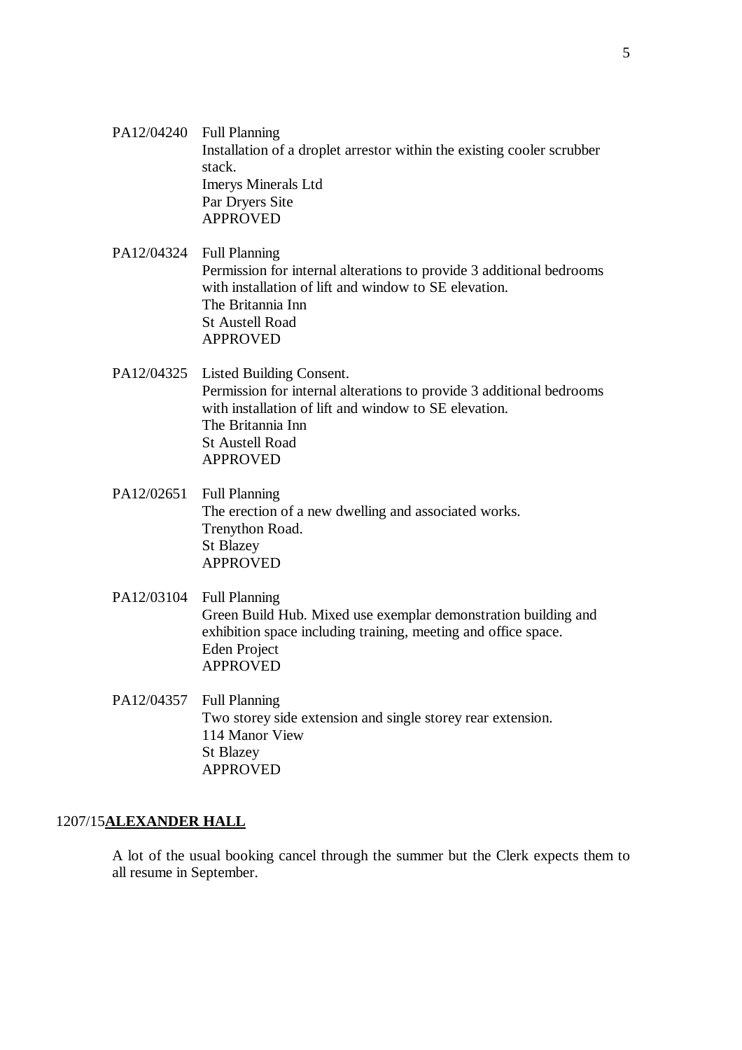PA12/04240 Full Planning
Installation of a droplet arrestor within the existing cooler scrubber stack.
Imerys Minerals Ltd
Par Dryers Site
APPROVED

PA12/04324 Full Planning
Permission for internal alterations to provide 3 additional bedrooms with installation of lift and window to SE elevation.
The Britannia Inn
St Austell Road
APPROVED

PA12/04325 Listed Building Consent.
Permission for internal alterations to provide 3 additional bedrooms with installation of lift and window to SE elevation.
The Britannia Inn
St Austell Road
APPROVED

PA12/02651 Full Planning
The erection of a new dwelling and associated works.
Trenython Road.
St Blazey
APPROVED

PA12/03104 Full Planning
Green Build Hub. Mixed use exemplar demonstration building and exhibition space including training, meeting and office space.
Eden Project
APPROVED

PA12/04357 Full Planning
Two storey side extension and single storey rear extension.
114 Manor View
St Blazey
APPROVED

1207/15 **ALEXANDER HALL**

A lot of the usual booking cancel through the summer but the Clerk expects them to all resume in September.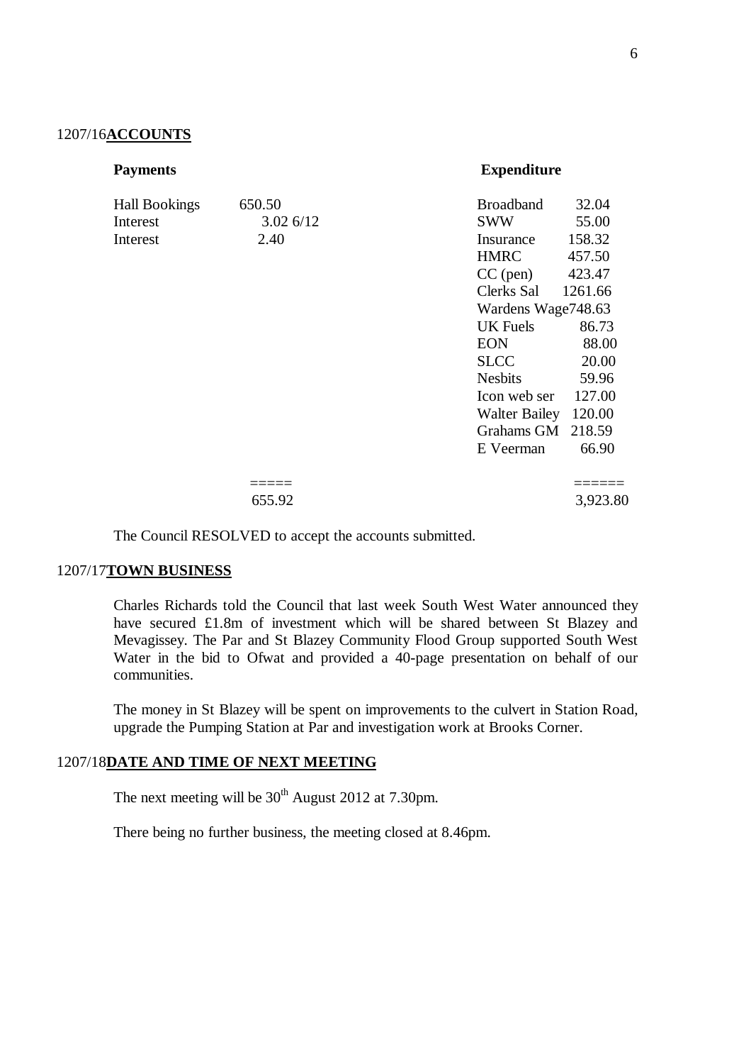1207/16**ACCOUNTS**

| **Payments** | | **Expenditure** | |
|---|---|---|---|
| Hall Bookings | 650.50 | Broadband | 32.04 |
| Interest | 3.02 6/12 | SWW | 55.00 |
| Interest | 2.40 | Insurance | 158.32 |
| | | HMRC | 457.50 |
| | | CC (pen) | 423.47 |
| | | Clerks Sal | 1261.66 |
| | | Wardens Wage | 748.63 |
| | | UK Fuels | 86.73 |
| | | EON | 88.00 |
| | | SLCC | 20.00 |
| | | Nesbits | 59.96 |
| | | Icon web ser | 127.00 |
| | | Walter Bailey | 120.00 |
| | | Grahams GM | 218.59 |
| | | E Veerman | 66.90 |
| | ===== | | ====== |
| | 655.92 | | 3,923.80 |

The Council RESOLVED to accept the accounts submitted.

1207/17**TOWN BUSINESS**

Charles Richards told the Council that last week South West Water announced they have secured £1.8m of investment which will be shared between St Blazey and Mevagissey. The Par and St Blazey Community Flood Group supported South West Water in the bid to Ofwat and provided a 40-page presentation on behalf of our communities.

The money in St Blazey will be spent on improvements to the culvert in Station Road, upgrade the Pumping Station at Par and investigation work at Brooks Corner.

1207/18**DATE AND TIME OF NEXT MEETING**

The next meeting will be 30th August 2012 at 7.30pm.

There being no further business, the meeting closed at 8.46pm.